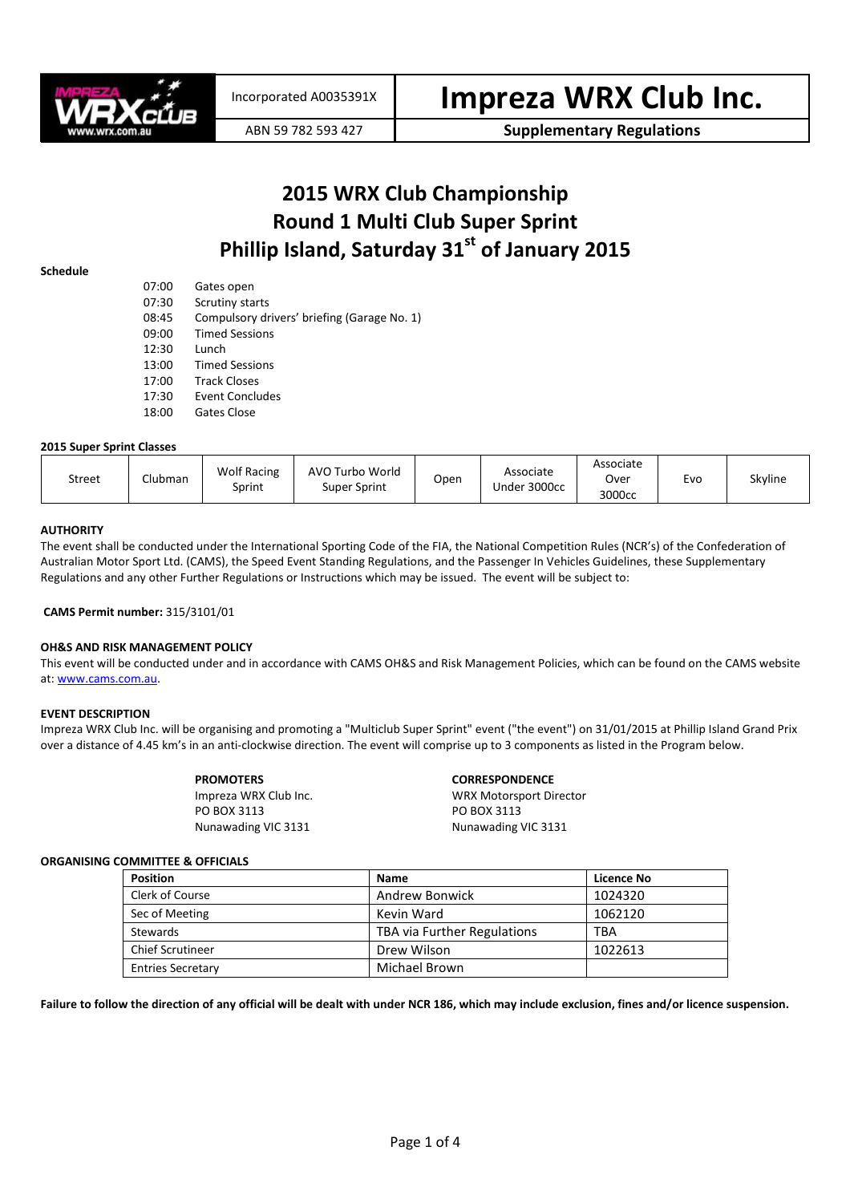| Incorporated A0035391X | **Impreza WRX Club Inc.** |
|---|---|
| ABN 59 782 593 427 | **Supplementary Regulations** |

# 2015 WRX Club Championship
# Round 1 Multi Club Super Sprint
# Phillip Island, Saturday 31st of January 2015

**Schedule**

| | |
|---|---|
| 07:00 | Gates open |
| 07:30 | Scrutiny starts |
| 08:45 | Compulsory drivers' briefing (Garage No. 1) |
| 09:00 | Timed Sessions |
| 12:30 | Lunch |
| 13:00 | Timed Sessions |
| 17:00 | Track Closes |
| 17:30 | Event Concludes |
| 18:00 | Gates Close |

**2015 Super Sprint Classes**

| Street | Clubman | Wolf Racing Sprint | AVO Turbo World Super Sprint | Open | Associate Under 3000cc | Associate Over 3000cc | Evo | Skyline |
|---|---|---|---|---|---|---|---|---|

**AUTHORITY**

The event shall be conducted under the International Sporting Code of the FIA, the National Competition Rules (NCR's) of the Confederation of Australian Motor Sport Ltd. (CAMS), the Speed Event Standing Regulations, and the Passenger In Vehicles Guidelines, these Supplementary Regulations and any other Further Regulations or Instructions which may be issued. The event will be subject to:

**CAMS Permit number:** 315/3101/01

**OH&S AND RISK MANAGEMENT POLICY**

This event will be conducted under and in accordance with CAMS OH&S and Risk Management Policies, which can be found on the CAMS website at: www.cams.com.au.

**EVENT DESCRIPTION**

Impreza WRX Club Inc. will be organising and promoting a "Multiclub Super Sprint" event ("the event") on 31/01/2015 at Phillip Island Grand Prix over a distance of 4.45 km's in an anti-clockwise direction. The event will comprise up to 3 components as listed in the Program below.

**PROMOTERS**
Impreza WRX Club Inc.
PO BOX 3113
Nunawading VIC 3131

**CORRESPONDENCE**
WRX Motorsport Director
PO BOX 3113
Nunawading VIC 3131

**ORGANISING COMMITTEE & OFFICIALS**

| Position | Name | Licence No |
|---|---|---|
| Clerk of Course | Andrew Bonwick | 1024320 |
| Sec of Meeting | Kevin Ward | 1062120 |
| Stewards | TBA via Further Regulations | TBA |
| Chief Scrutineer | Drew Wilson | 1022613 |
| Entries Secretary | Michael Brown | |

**Failure to follow the direction of any official will be dealt with under NCR 186, which may include exclusion, fines and/or licence suspension.**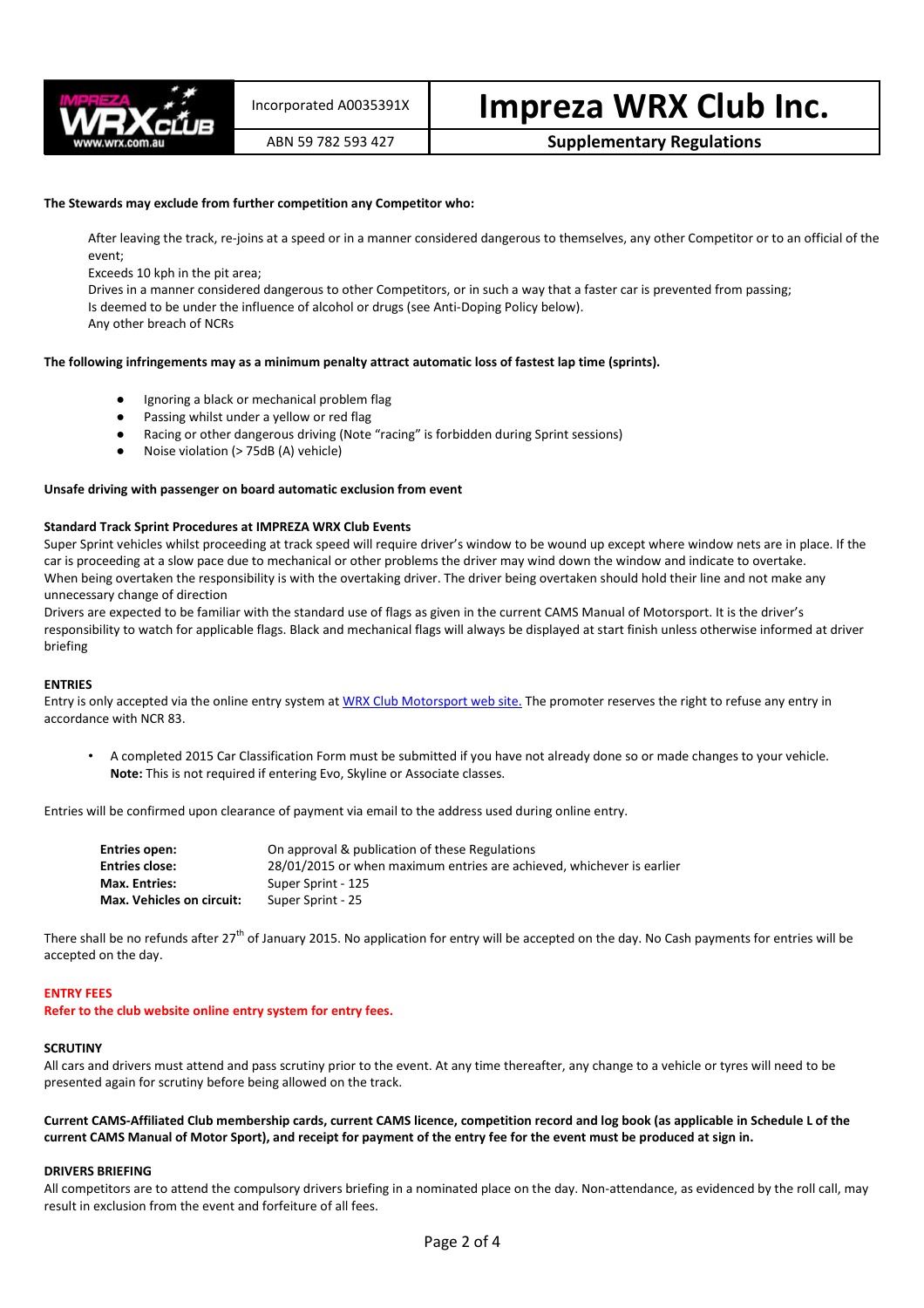**The Stewards may exclude from further competition any Competitor who:**

After leaving the track, re-joins at a speed or in a manner considered dangerous to themselves, any other Competitor or to an official of the event;
Exceeds 10 kph in the pit area;
Drives in a manner considered dangerous to other Competitors, or in such a way that a faster car is prevented from passing;
Is deemed to be under the influence of alcohol or drugs (see Anti-Doping Policy below).
Any other breach of NCRs

**The following infringements may as a minimum penalty attract automatic loss of fastest lap time (sprints).**

- Ignoring a black or mechanical problem flag
- Passing whilst under a yellow or red flag
- Racing or other dangerous driving (Note "racing" is forbidden during Sprint sessions)
- Noise violation (> 75dB (A) vehicle)

**Unsafe driving with passenger on board automatic exclusion from event**

**Standard Track Sprint Procedures at IMPREZA WRX Club Events**

Super Sprint vehicles whilst proceeding at track speed will require driver's window to be wound up except where window nets are in place. If the car is proceeding at a slow pace due to mechanical or other problems the driver may wind down the window and indicate to overtake.
When being overtaken the responsibility is with the overtaking driver. The driver being overtaken should hold their line and not make any unnecessary change of direction
Drivers are expected to be familiar with the standard use of flags as given in the current CAMS Manual of Motorsport. It is the driver's responsibility to watch for applicable flags. Black and mechanical flags will always be displayed at start finish unless otherwise informed at driver briefing

**ENTRIES**

Entry is only accepted via the online entry system at WRX Club Motorsport web site. The promoter reserves the right to refuse any entry in accordance with NCR 83.

- A completed 2015 Car Classification Form must be submitted if you have not already done so or made changes to your vehicle.
  **Note:** This is not required if entering Evo, Skyline or Associate classes.

Entries will be confirmed upon clearance of payment via email to the address used during online entry.

| | |
|---|---|
| **Entries open:** | On approval & publication of these Regulations |
| **Entries close:** | 28/01/2015 or when maximum entries are achieved, whichever is earlier |
| **Max. Entries:** | Super Sprint - 125 |
| **Max. Vehicles on circuit:** | Super Sprint - 25 |

There shall be no refunds after 27th of January 2015. No application for entry will be accepted on the day. No Cash payments for entries will be accepted on the day.

**ENTRY FEES**

**Refer to the club website online entry system for entry fees.**

**SCRUTINY**

All cars and drivers must attend and pass scrutiny prior to the event. At any time thereafter, any change to a vehicle or tyres will need to be presented again for scrutiny before being allowed on the track.

**Current CAMS-Affiliated Club membership cards, current CAMS licence, competition record and log book (as applicable in Schedule L of the current CAMS Manual of Motor Sport), and receipt for payment of the entry fee for the event must be produced at sign in.**

**DRIVERS BRIEFING**

All competitors are to attend the compulsory drivers briefing in a nominated place on the day. Non-attendance, as evidenced by the roll call, may result in exclusion from the event and forfeiture of all fees.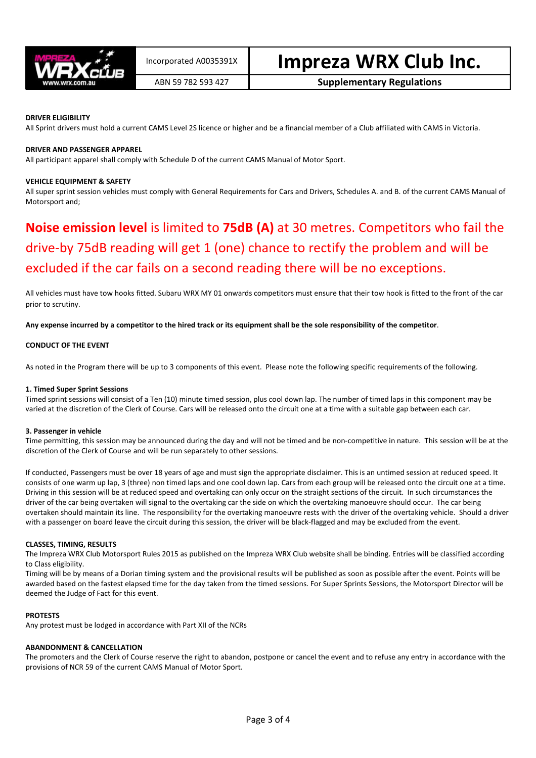**DRIVER ELIGIBILITY**

All Sprint drivers must hold a current CAMS Level 2S licence or higher and be a financial member of a Club affiliated with CAMS in Victoria.

**DRIVER AND PASSENGER APPAREL**

All participant apparel shall comply with Schedule D of the current CAMS Manual of Motor Sport.

**VEHICLE EQUIPMENT & SAFETY**

All super sprint session vehicles must comply with General Requirements for Cars and Drivers, Schedules A. and B. of the current CAMS Manual of Motorsport and;

**Noise emission level** is limited to **75dB (A)** at 30 metres. Competitors who fail the drive-by 75dB reading will get 1 (one) chance to rectify the problem and will be excluded if the car fails on a second reading there will be no exceptions.

All vehicles must have tow hooks fitted. Subaru WRX MY 01 onwards competitors must ensure that their tow hook is fitted to the front of the car prior to scrutiny.

**Any expense incurred by a competitor to the hired track or its equipment shall be the sole responsibility of the competitor**.

**CONDUCT OF THE EVENT**

As noted in the Program there will be up to 3 components of this event. Please note the following specific requirements of the following.

**1. Timed Super Sprint Sessions**

Timed sprint sessions will consist of a Ten (10) minute timed session, plus cool down lap. The number of timed laps in this component may be varied at the discretion of the Clerk of Course. Cars will be released onto the circuit one at a time with a suitable gap between each car.

**3. Passenger in vehicle**

Time permitting, this session may be announced during the day and will not be timed and be non-competitive in nature. This session will be at the discretion of the Clerk of Course and will be run separately to other sessions.

If conducted, Passengers must be over 18 years of age and must sign the appropriate disclaimer. This is an untimed session at reduced speed. It consists of one warm up lap, 3 (three) non timed laps and one cool down lap. Cars from each group will be released onto the circuit one at a time. Driving in this session will be at reduced speed and overtaking can only occur on the straight sections of the circuit. In such circumstances the driver of the car being overtaken will signal to the overtaking car the side on which the overtaking manoeuvre should occur. The car being overtaken should maintain its line. The responsibility for the overtaking manoeuvre rests with the driver of the overtaking vehicle. Should a driver with a passenger on board leave the circuit during this session, the driver will be black-flagged and may be excluded from the event.

**CLASSES, TIMING, RESULTS**

The Impreza WRX Club Motorsport Rules 2015 as published on the Impreza WRX Club website shall be binding. Entries will be classified according to Class eligibility.

Timing will be by means of a Dorian timing system and the provisional results will be published as soon as possible after the event. Points will be awarded based on the fastest elapsed time for the day taken from the timed sessions. For Super Sprints Sessions, the Motorsport Director will be deemed the Judge of Fact for this event.

**PROTESTS**

Any protest must be lodged in accordance with Part XII of the NCRs

**ABANDONMENT & CANCELLATION**

The promoters and the Clerk of Course reserve the right to abandon, postpone or cancel the event and to refuse any entry in accordance with the provisions of NCR 59 of the current CAMS Manual of Motor Sport.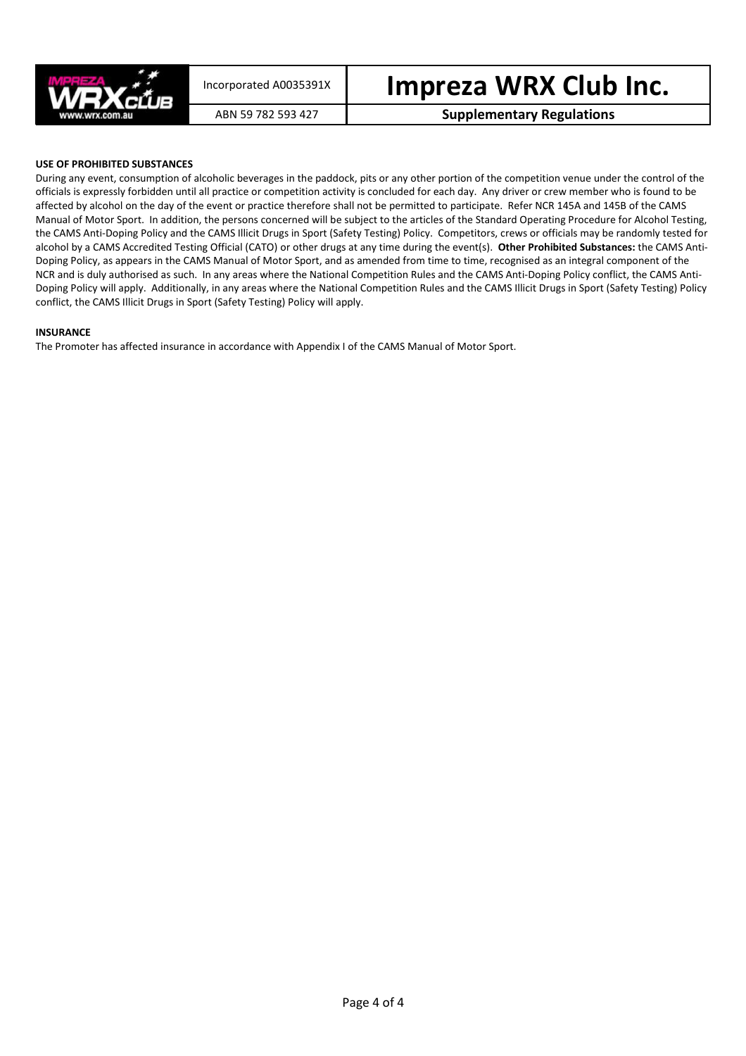#### USE OF PROHIBITED SUBSTANCES

During any event, consumption of alcoholic beverages in the paddock, pits or any other portion of the competition venue under the control of the officials is expressly forbidden until all practice or competition activity is concluded for each day. Any driver or crew member who is found to be affected by alcohol on the day of the event or practice therefore shall not be permitted to participate. Refer NCR 145A and 145B of the CAMS Manual of Motor Sport. In addition, the persons concerned will be subject to the articles of the Standard Operating Procedure for Alcohol Testing, the CAMS Anti-Doping Policy and the CAMS Illicit Drugs in Sport (Safety Testing) Policy. Competitors, crews or officials may be randomly tested for alcohol by a CAMS Accredited Testing Official (CATO) or other drugs at any time during the event(s). **Other Prohibited Substances:** the CAMS Anti-Doping Policy, as appears in the CAMS Manual of Motor Sport, and as amended from time to time, recognised as an integral component of the NCR and is duly authorised as such. In any areas where the National Competition Rules and the CAMS Anti-Doping Policy conflict, the CAMS Anti-Doping Policy will apply. Additionally, in any areas where the National Competition Rules and the CAMS Illicit Drugs in Sport (Safety Testing) Policy conflict, the CAMS Illicit Drugs in Sport (Safety Testing) Policy will apply.

#### INSURANCE

The Promoter has affected insurance in accordance with Appendix I of the CAMS Manual of Motor Sport.